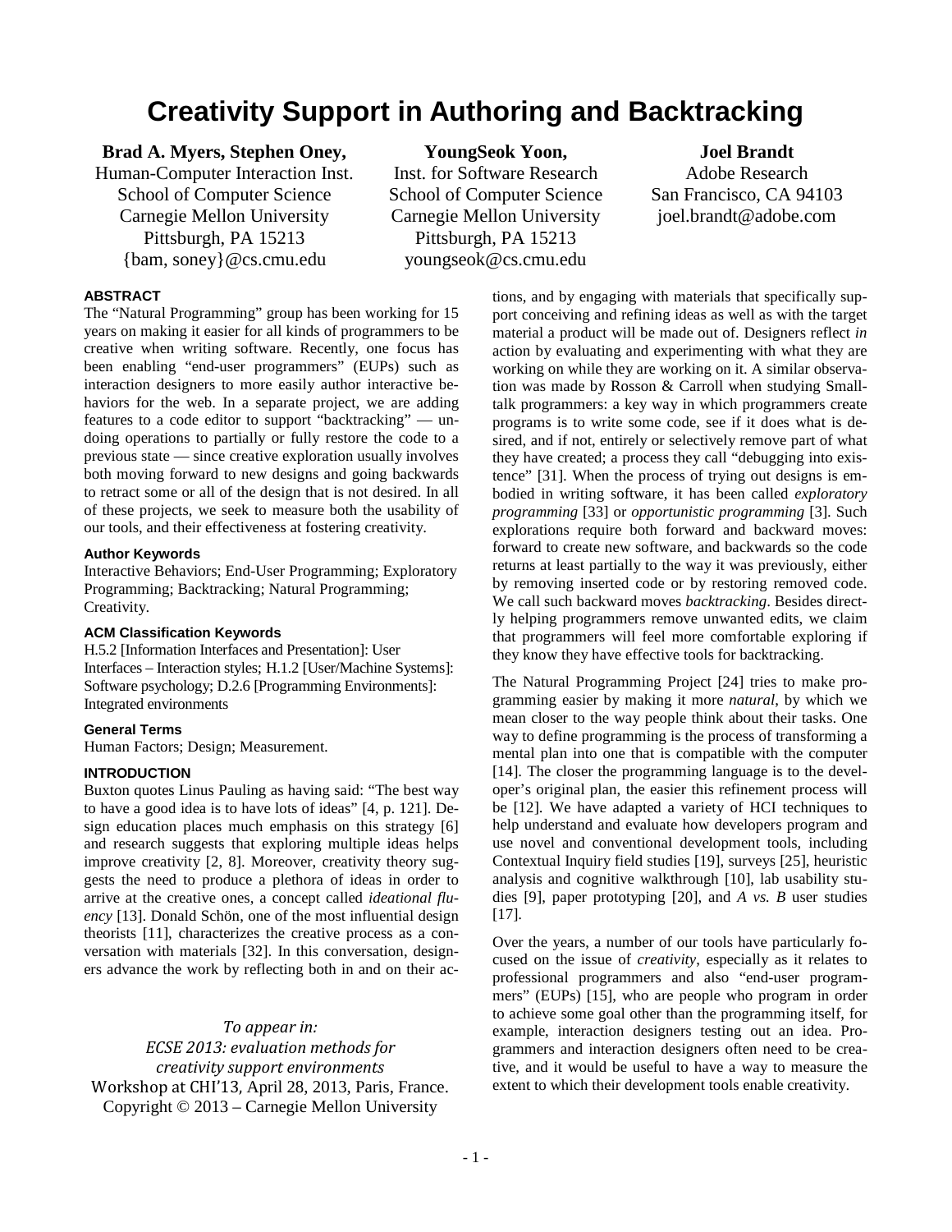# Creativity Support in Authoring and Backtracking

**Brad A. Myers, Stephen Oney,**
Human-Computer Interaction Inst.
School of Computer Science
Carnegie Mellon University
Pittsburgh, PA 15213
{bam, soney}@cs.cmu.edu

**YoungSeok Yoon,**
Inst. for Software Research
School of Computer Science
Carnegie Mellon University
Pittsburgh, PA 15213
youngseok@cs.cmu.edu

**Joel Brandt**
Adobe Research
San Francisco, CA 94103
joel.brandt@adobe.com

## ABSTRACT

The "Natural Programming" group has been working for 15 years on making it easier for all kinds of programmers to be creative when writing software. Recently, one focus has been enabling "end-user programmers" (EUPs) such as interaction designers to more easily author interactive behaviors for the web. In a separate project, we are adding features to a code editor to support "backtracking" — undoing operations to partially or fully restore the code to a previous state — since creative exploration usually involves both moving forward to new designs and going backwards to retract some or all of the design that is not desired. In all of these projects, we seek to measure both the usability of our tools, and their effectiveness at fostering creativity.

### Author Keywords

Interactive Behaviors; End-User Programming; Exploratory Programming; Backtracking; Natural Programming; Creativity.

### ACM Classification Keywords

H.5.2 [Information Interfaces and Presentation]: User Interfaces – Interaction styles; H.1.2 [User/Machine Systems]: Software psychology; D.2.6 [Programming Environments]: Integrated environments

### General Terms

Human Factors; Design; Measurement.

## INTRODUCTION

Buxton quotes Linus Pauling as having said: "The best way to have a good idea is to have lots of ideas" [4, p. 121]. Design education places much emphasis on this strategy [6] and research suggests that exploring multiple ideas helps improve creativity [2, 8]. Moreover, creativity theory suggests the need to produce a plethora of ideas in order to arrive at the creative ones, a concept called *ideational fluency* [13]. Donald Schön, one of the most influential design theorists [11], characterizes the creative process as a conversation with materials [32]. In this conversation, designers advance the work by reflecting both in and on their actions, and by engaging with materials that specifically support conceiving and refining ideas as well as with the target material a product will be made out of. Designers reflect *in* action by evaluating and experimenting with what they are working on while they are working on it. A similar observation was made by Rosson & Carroll when studying Smalltalk programmers: a key way in which programmers create programs is to write some code, see if it does what is desired, and if not, entirely or selectively remove part of what they have created; a process they call "debugging into existence" [31]. When the process of trying out designs is embodied in writing software, it has been called *exploratory programming* [33] or *opportunistic programming* [3]. Such explorations require both forward and backward moves: forward to create new software, and backwards so the code returns at least partially to the way it was previously, either by removing inserted code or by restoring removed code. We call such backward moves *backtracking*. Besides directly helping programmers remove unwanted edits, we claim that programmers will feel more comfortable exploring if they know they have effective tools for backtracking.

The Natural Programming Project [24] tries to make programming easier by making it more *natural*, by which we mean closer to the way people think about their tasks. One way to define programming is the process of transforming a mental plan into one that is compatible with the computer [14]. The closer the programming language is to the developer's original plan, the easier this refinement process will be [12]. We have adapted a variety of HCI techniques to help understand and evaluate how developers program and use novel and conventional development tools, including Contextual Inquiry field studies [19], surveys [25], heuristic analysis and cognitive walkthrough [10], lab usability studies [9], paper prototyping [20], and *A vs. B* user studies [17].

Over the years, a number of our tools have particularly focused on the issue of *creativity*, especially as it relates to professional programmers and also "end-user programmers" (EUPs) [15], who are people who program in order to achieve some goal other than the programming itself, for example, interaction designers testing out an idea. Programmers and interaction designers often need to be creative, and it would be useful to have a way to measure the extent to which their development tools enable creativity.

*To appear in:*
*ECSE 2013: evaluation methods for creativity support environments*
Workshop at CHI'13, April 28, 2013, Paris, France.
Copyright © 2013 – Carnegie Mellon University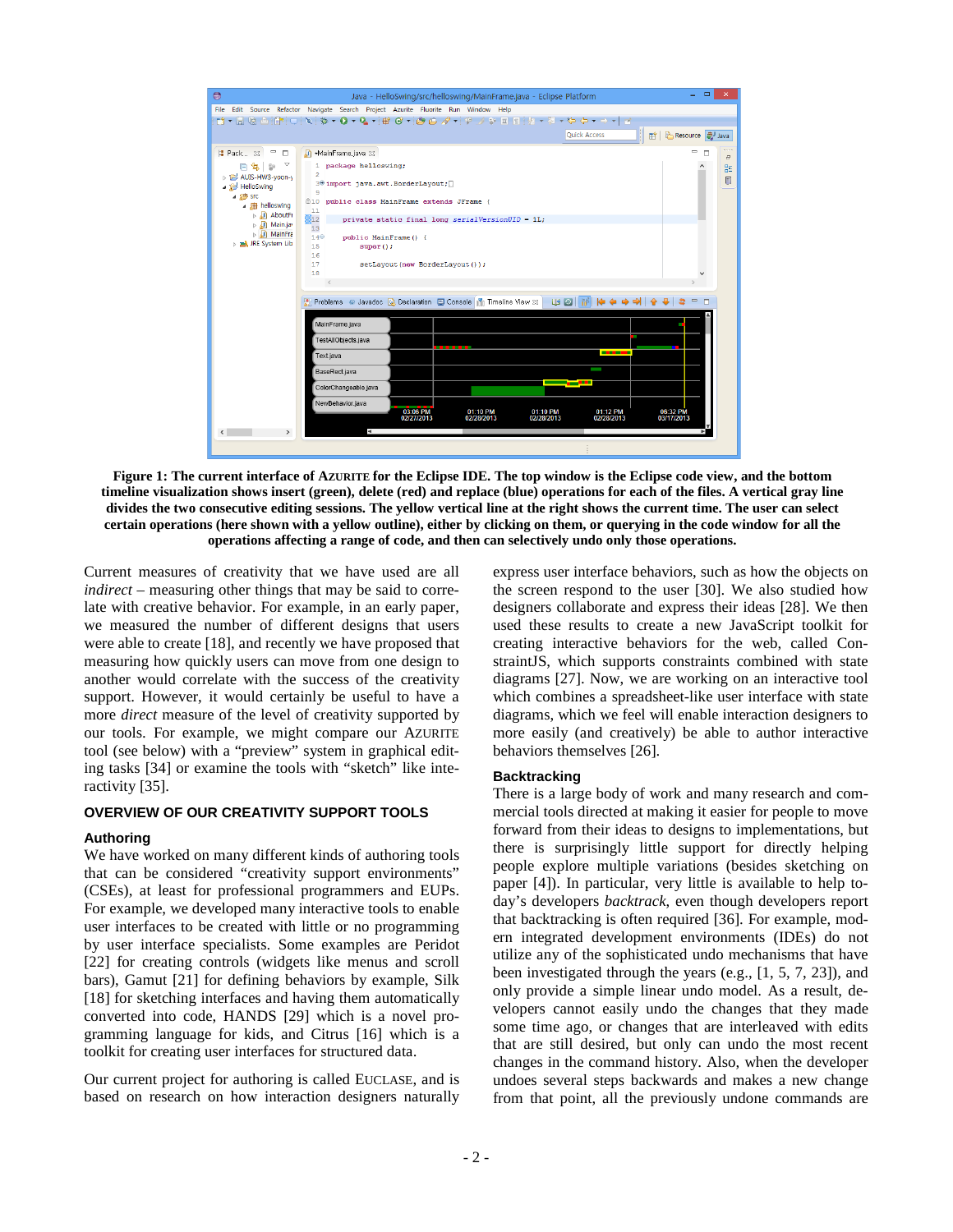**Figure 1: The current interface of AZURITE for the Eclipse IDE. The top window is the Eclipse code view, and the bottom timeline visualization shows insert (green), delete (red) and replace (blue) operations for each of the files. A vertical gray line divides the two consecutive editing sessions. The yellow vertical line at the right shows the current time. The user can select certain operations (here shown with a yellow outline), either by clicking on them, or querying in the code window for all the operations affecting a range of code, and then can selectively undo only those operations.**

Current measures of creativity that we have used are all *indirect* – measuring other things that may be said to correlate with creative behavior. For example, in an early paper, we measured the number of different designs that users were able to create [18], and recently we have proposed that measuring how quickly users can move from one design to another would correlate with the success of the creativity support. However, it would certainly be useful to have a more *direct* measure of the level of creativity supported by our tools. For example, we might compare our AZURITE tool (see below) with a "preview" system in graphical editing tasks [34] or examine the tools with "sketch" like interactivity [35].

## OVERVIEW OF OUR CREATIVITY SUPPORT TOOLS

### Authoring

We have worked on many different kinds of authoring tools that can be considered "creativity support environments" (CSEs), at least for professional programmers and EUPs. For example, we developed many interactive tools to enable user interfaces to be created with little or no programming by user interface specialists. Some examples are Peridot [22] for creating controls (widgets like menus and scroll bars), Gamut [21] for defining behaviors by example, Silk [18] for sketching interfaces and having them automatically converted into code, HANDS [29] which is a novel programming language for kids, and Citrus [16] which is a toolkit for creating user interfaces for structured data.

Our current project for authoring is called EUCLASE, and is based on research on how interaction designers naturally express user interface behaviors, such as how the objects on the screen respond to the user [30]. We also studied how designers collaborate and express their ideas [28]. We then used these results to create a new JavaScript toolkit for creating interactive behaviors for the web, called ConstraintJS, which supports constraints combined with state diagrams [27]. Now, we are working on an interactive tool which combines a spreadsheet-like user interface with state diagrams, which we feel will enable interaction designers to more easily (and creatively) be able to author interactive behaviors themselves [26].

### Backtracking

There is a large body of work and many research and commercial tools directed at making it easier for people to move forward from their ideas to designs to implementations, but there is surprisingly little support for directly helping people explore multiple variations (besides sketching on paper [4]). In particular, very little is available to help today's developers *backtrack*, even though developers report that backtracking is often required [36]. For example, modern integrated development environments (IDEs) do not utilize any of the sophisticated undo mechanisms that have been investigated through the years (e.g., [1, 5, 7, 23]), and only provide a simple linear undo model. As a result, developers cannot easily undo the changes that they made some time ago, or changes that are interleaved with edits that are still desired, but only can undo the most recent changes in the command history. Also, when the developer undoes several steps backwards and makes a new change from that point, all the previously undone commands are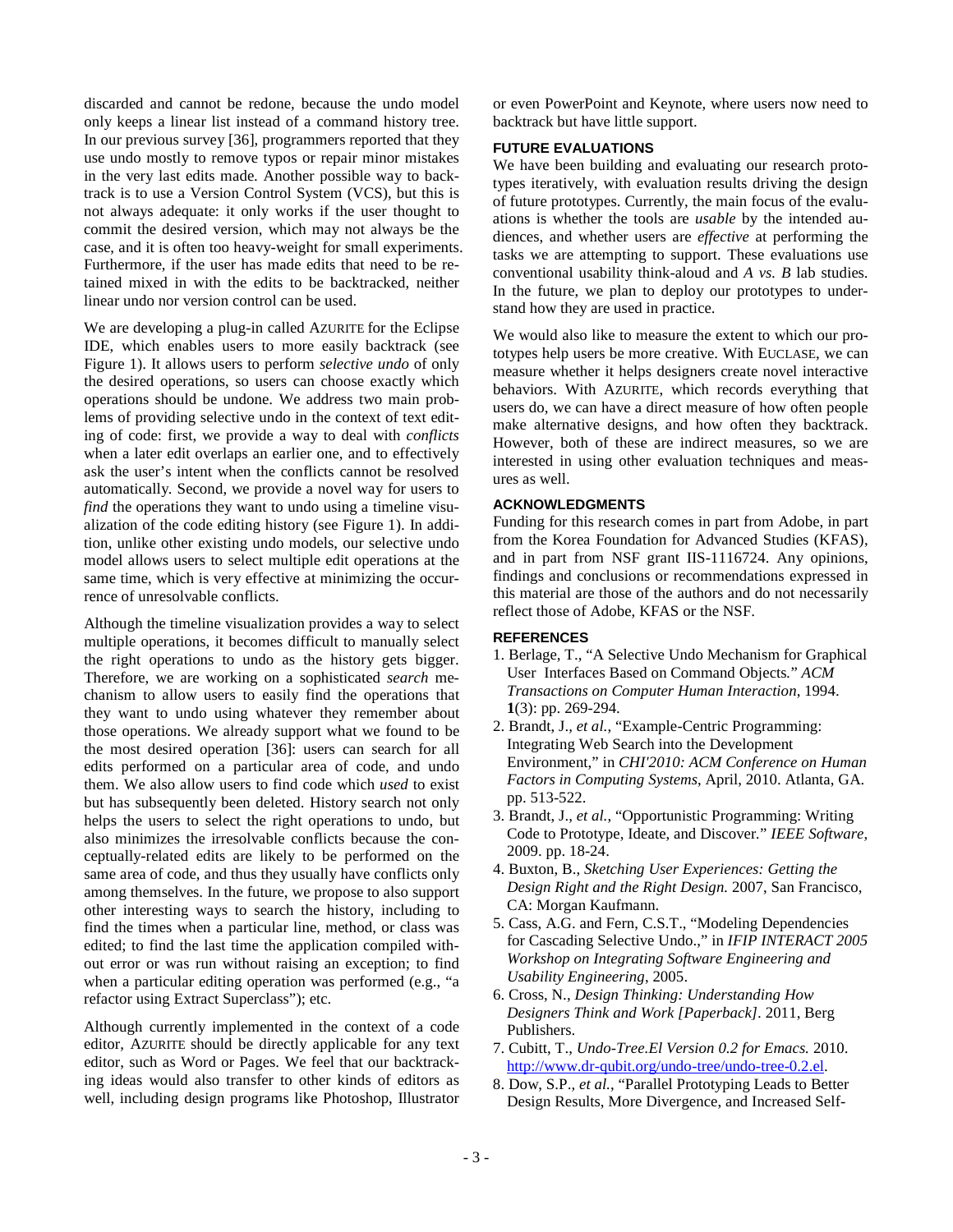discarded and cannot be redone, because the undo model only keeps a linear list instead of a command history tree. In our previous survey [36], programmers reported that they use undo mostly to remove typos or repair minor mistakes in the very last edits made. Another possible way to backtrack is to use a Version Control System (VCS), but this is not always adequate: it only works if the user thought to commit the desired version, which may not always be the case, and it is often too heavy-weight for small experiments. Furthermore, if the user has made edits that need to be retained mixed in with the edits to be backtracked, neither linear undo nor version control can be used.

We are developing a plug-in called AZURITE for the Eclipse IDE, which enables users to more easily backtrack (see Figure 1). It allows users to perform *selective undo* of only the desired operations, so users can choose exactly which operations should be undone. We address two main problems of providing selective undo in the context of text editing of code: first, we provide a way to deal with *conflicts* when a later edit overlaps an earlier one, and to effectively ask the user's intent when the conflicts cannot be resolved automatically. Second, we provide a novel way for users to *find* the operations they want to undo using a timeline visualization of the code editing history (see Figure 1). In addition, unlike other existing undo models, our selective undo model allows users to select multiple edit operations at the same time, which is very effective at minimizing the occurrence of unresolvable conflicts.

Although the timeline visualization provides a way to select multiple operations, it becomes difficult to manually select the right operations to undo as the history gets bigger. Therefore, we are working on a sophisticated *search* mechanism to allow users to easily find the operations that they want to undo using whatever they remember about those operations. We already support what we found to be the most desired operation [36]: users can search for all edits performed on a particular area of code, and undo them. We also allow users to find code which *used* to exist but has subsequently been deleted. History search not only helps the users to select the right operations to undo, but also minimizes the irresolvable conflicts because the conceptually-related edits are likely to be performed on the same area of code, and thus they usually have conflicts only among themselves. In the future, we propose to also support other interesting ways to search the history, including to find the times when a particular line, method, or class was edited; to find the last time the application compiled without error or was run without raising an exception; to find when a particular editing operation was performed (e.g., "a refactor using Extract Superclass"); etc.

Although currently implemented in the context of a code editor, AZURITE should be directly applicable for any text editor, such as Word or Pages. We feel that our backtracking ideas would also transfer to other kinds of editors as well, including design programs like Photoshop, Illustrator or even PowerPoint and Keynote, where users now need to backtrack but have little support.

## FUTURE EVALUATIONS

We have been building and evaluating our research prototypes iteratively, with evaluation results driving the design of future prototypes. Currently, the main focus of the evaluations is whether the tools are *usable* by the intended audiences, and whether users are *effective* at performing the tasks we are attempting to support. These evaluations use conventional usability think-aloud and *A vs. B* lab studies. In the future, we plan to deploy our prototypes to understand how they are used in practice.

We would also like to measure the extent to which our prototypes help users be more creative. With EUCLASE, we can measure whether it helps designers create novel interactive behaviors. With AZURITE, which records everything that users do, we can have a direct measure of how often people make alternative designs, and how often they backtrack. However, both of these are indirect measures, so we are interested in using other evaluation techniques and measures as well.

## ACKNOWLEDGMENTS

Funding for this research comes in part from Adobe, in part from the Korea Foundation for Advanced Studies (KFAS), and in part from NSF grant IIS-1116724. Any opinions, findings and conclusions or recommendations expressed in this material are those of the authors and do not necessarily reflect those of Adobe, KFAS or the NSF.

## REFERENCES

1. Berlage, T., "A Selective Undo Mechanism for Graphical User Interfaces Based on Command Objects." *ACM Transactions on Computer Human Interaction*, 1994. **1**(3): pp. 269-294.
2. Brandt, J., *et al.*, "Example-Centric Programming: Integrating Web Search into the Development Environment," in *CHI'2010: ACM Conference on Human Factors in Computing Systems*, April, 2010. Atlanta, GA. pp. 513-522.
3. Brandt, J., *et al.*, "Opportunistic Programming: Writing Code to Prototype, Ideate, and Discover." *IEEE Software*, 2009. pp. 18-24.
4. Buxton, B., *Sketching User Experiences: Getting the Design Right and the Right Design.* 2007, San Francisco, CA: Morgan Kaufmann.
5. Cass, A.G. and Fern, C.S.T., "Modeling Dependencies for Cascading Selective Undo.," in *IFIP INTERACT 2005 Workshop on Integrating Software Engineering and Usability Engineering*, 2005.
6. Cross, N., *Design Thinking: Understanding How Designers Think and Work [Paperback]*. 2011, Berg Publishers.
7. Cubitt, T., *Undo-Tree.El Version 0.2 for Emacs.* 2010. http://www.dr-qubit.org/undo-tree/undo-tree-0.2.el.
8. Dow, S.P., *et al.*, "Parallel Prototyping Leads to Better Design Results, More Divergence, and Increased Self-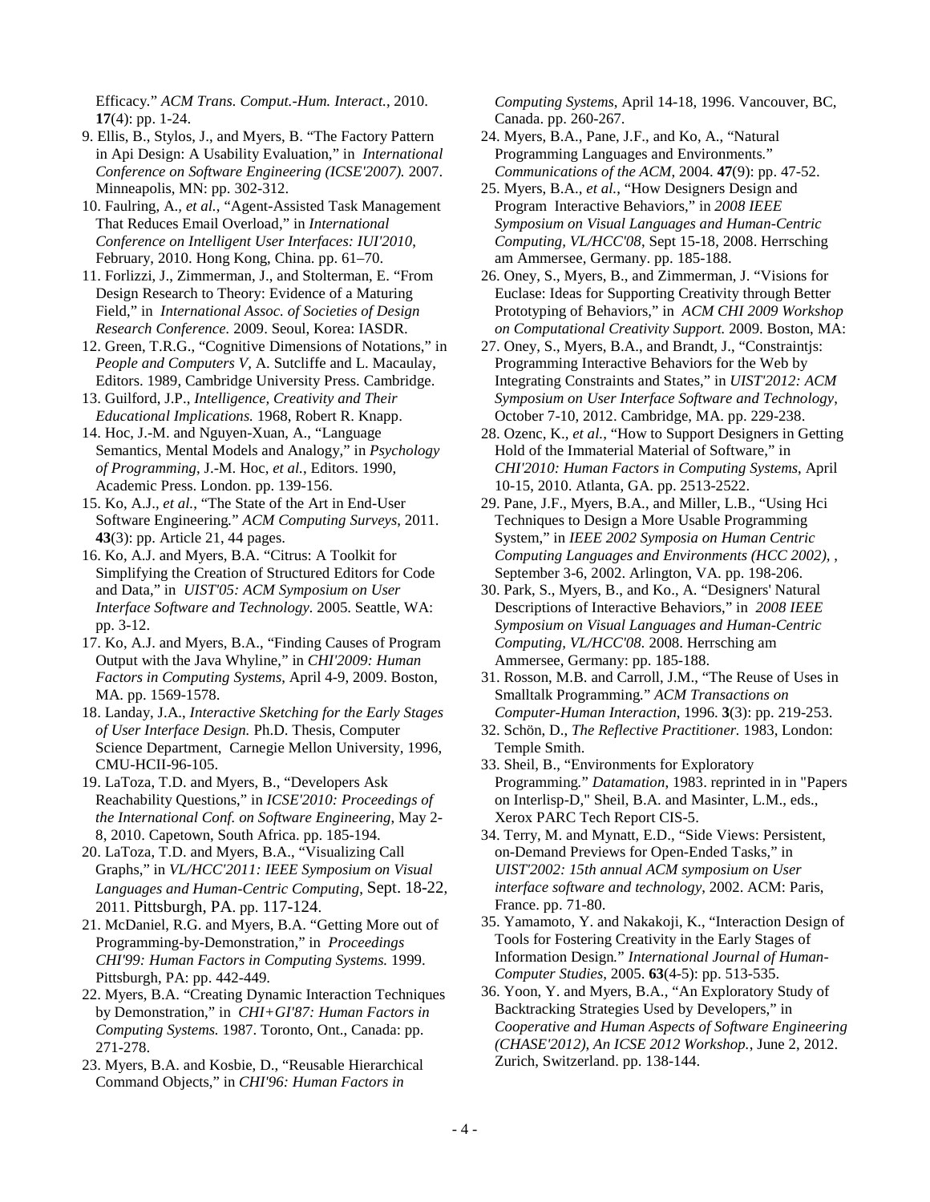Efficacy." *ACM Trans. Comput.-Hum. Interact.*, 2010. **17**(4): pp. 1-24.

9. Ellis, B., Stylos, J., and Myers, B. "The Factory Pattern in Api Design: A Usability Evaluation," in *International Conference on Software Engineering (ICSE'2007).* 2007. Minneapolis, MN: pp. 302-312.
10. Faulring, A., *et al.*, "Agent-Assisted Task Management That Reduces Email Overload," in *International Conference on Intelligent User Interfaces: IUI'2010*, February, 2010. Hong Kong, China. pp. 61–70.
11. Forlizzi, J., Zimmerman, J., and Stolterman, E. "From Design Research to Theory: Evidence of a Maturing Field," in *International Assoc. of Societies of Design Research Conference.* 2009. Seoul, Korea: IASDR.
12. Green, T.R.G., "Cognitive Dimensions of Notations," in *People and Computers V*, A. Sutcliffe and L. Macaulay, Editors. 1989, Cambridge University Press. Cambridge.
13. Guilford, J.P., *Intelligence, Creativity and Their Educational Implications.* 1968, Robert R. Knapp.
14. Hoc, J.-M. and Nguyen-Xuan, A., "Language Semantics, Mental Models and Analogy," in *Psychology of Programming*, J.-M. Hoc, *et al.*, Editors. 1990, Academic Press. London. pp. 139-156.
15. Ko, A.J., *et al.*, "The State of the Art in End-User Software Engineering." *ACM Computing Surveys*, 2011. **43**(3): pp. Article 21, 44 pages.
16. Ko, A.J. and Myers, B.A. "Citrus: A Toolkit for Simplifying the Creation of Structured Editors for Code and Data," in *UIST'05: ACM Symposium on User Interface Software and Technology.* 2005. Seattle, WA: pp. 3-12.
17. Ko, A.J. and Myers, B.A., "Finding Causes of Program Output with the Java Whyline," in *CHI'2009: Human Factors in Computing Systems*, April 4-9, 2009. Boston, MA. pp. 1569-1578.
18. Landay, J.A., *Interactive Sketching for the Early Stages of User Interface Design.* Ph.D. Thesis, Computer Science Department, Carnegie Mellon University, 1996, CMU-HCII-96-105.
19. LaToza, T.D. and Myers, B., "Developers Ask Reachability Questions," in *ICSE'2010: Proceedings of the International Conf. on Software Engineering*, May 2-8, 2010. Capetown, South Africa. pp. 185-194.
20. LaToza, T.D. and Myers, B.A., "Visualizing Call Graphs," in *VL/HCC'2011: IEEE Symposium on Visual Languages and Human-Centric Computing*, Sept. 18-22, 2011. Pittsburgh, PA. pp. 117-124.
21. McDaniel, R.G. and Myers, B.A. "Getting More out of Programming-by-Demonstration," in *Proceedings CHI'99: Human Factors in Computing Systems.* 1999. Pittsburgh, PA: pp. 442-449.
22. Myers, B.A. "Creating Dynamic Interaction Techniques by Demonstration," in *CHI+GI'87: Human Factors in Computing Systems.* 1987. Toronto, Ont., Canada: pp. 271-278.
23. Myers, B.A. and Kosbie, D., "Reusable Hierarchical Command Objects," in *CHI'96: Human Factors in Computing Systems*, April 14-18, 1996. Vancouver, BC, Canada. pp. 260-267.
24. Myers, B.A., Pane, J.F., and Ko, A., "Natural Programming Languages and Environments." *Communications of the ACM*, 2004. **47**(9): pp. 47-52.
25. Myers, B.A., *et al.*, "How Designers Design and Program Interactive Behaviors," in *2008 IEEE Symposium on Visual Languages and Human-Centric Computing, VL/HCC'08*, Sept 15-18, 2008. Herrsching am Ammersee, Germany. pp. 185-188.
26. Oney, S., Myers, B., and Zimmerman, J. "Visions for Euclase: Ideas for Supporting Creativity through Better Prototyping of Behaviors," in *ACM CHI 2009 Workshop on Computational Creativity Support.* 2009. Boston, MA:
27. Oney, S., Myers, B.A., and Brandt, J., "Constraintjs: Programming Interactive Behaviors for the Web by Integrating Constraints and States," in *UIST'2012: ACM Symposium on User Interface Software and Technology*, October 7-10, 2012. Cambridge, MA. pp. 229-238.
28. Ozenc, K., *et al.*, "How to Support Designers in Getting Hold of the Immaterial Material of Software," in *CHI'2010: Human Factors in Computing Systems*, April 10-15, 2010. Atlanta, GA. pp. 2513-2522.
29. Pane, J.F., Myers, B.A., and Miller, L.B., "Using Hci Techniques to Design a More Usable Programming System," in *IEEE 2002 Symposia on Human Centric Computing Languages and Environments (HCC 2002), ,* September 3-6, 2002. Arlington, VA. pp. 198-206.
30. Park, S., Myers, B., and Ko., A. "Designers' Natural Descriptions of Interactive Behaviors," in *2008 IEEE Symposium on Visual Languages and Human-Centric Computing, VL/HCC'08.* 2008. Herrsching am Ammersee, Germany: pp. 185-188.
31. Rosson, M.B. and Carroll, J.M., "The Reuse of Uses in Smalltalk Programming." *ACM Transactions on Computer-Human Interaction*, 1996. **3**(3): pp. 219-253.
32. Schön, D., *The Reflective Practitioner.* 1983, London: Temple Smith.
33. Sheil, B., "Environments for Exploratory Programming." *Datamation*, 1983. reprinted in in "Papers on Interlisp-D," Sheil, B.A. and Masinter, L.M., eds., Xerox PARC Tech Report CIS-5.
34. Terry, M. and Mynatt, E.D., "Side Views: Persistent, on-Demand Previews for Open-Ended Tasks," in *UIST'2002: 15th annual ACM symposium on User interface software and technology*, 2002. ACM: Paris, France. pp. 71-80.
35. Yamamoto, Y. and Nakakoji, K., "Interaction Design of Tools for Fostering Creativity in the Early Stages of Information Design." *International Journal of Human-Computer Studies*, 2005. **63**(4-5): pp. 513-535.
36. Yoon, Y. and Myers, B.A., "An Exploratory Study of Backtracking Strategies Used by Developers," in *Cooperative and Human Aspects of Software Engineering (CHASE'2012), An ICSE 2012 Workshop.*, June 2, 2012. Zurich, Switzerland. pp. 138-144.